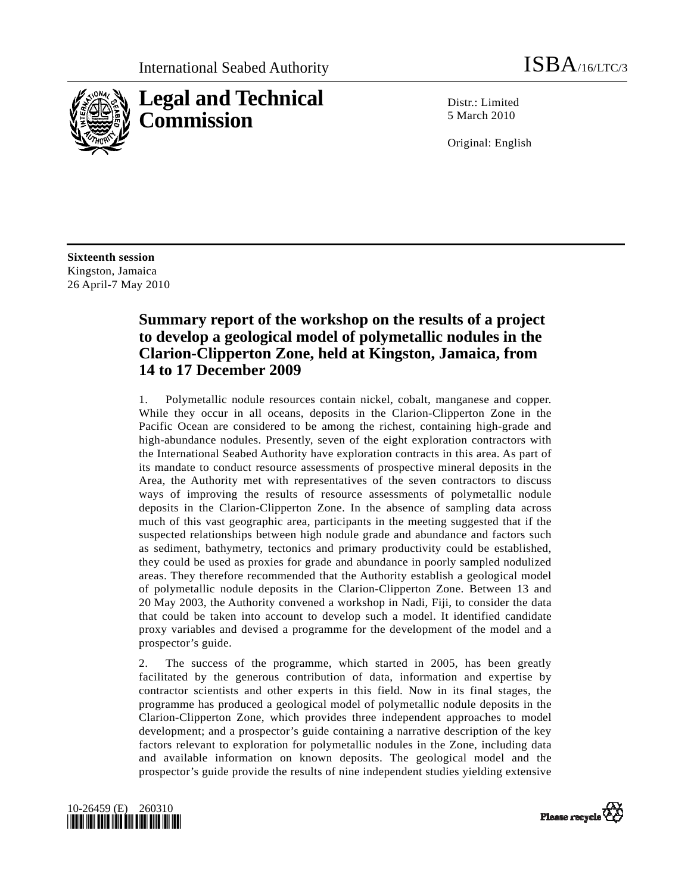International Seabed Authority

ISBA/16/LTC/3

# Legal and Technical Commission

Distr.: Limited
5 March 2010

Original: English

**Sixteenth session**
Kingston, Jamaica
26 April-7 May 2010

## Summary report of the workshop on the results of a project to develop a geological model of polymetallic nodules in the Clarion-Clipperton Zone, held at Kingston, Jamaica, from 14 to 17 December 2009

1. Polymetallic nodule resources contain nickel, cobalt, manganese and copper. While they occur in all oceans, deposits in the Clarion-Clipperton Zone in the Pacific Ocean are considered to be among the richest, containing high-grade and high-abundance nodules. Presently, seven of the eight exploration contractors with the International Seabed Authority have exploration contracts in this area. As part of its mandate to conduct resource assessments of prospective mineral deposits in the Area, the Authority met with representatives of the seven contractors to discuss ways of improving the results of resource assessments of polymetallic nodule deposits in the Clarion-Clipperton Zone. In the absence of sampling data across much of this vast geographic area, participants in the meeting suggested that if the suspected relationships between high nodule grade and abundance and factors such as sediment, bathymetry, tectonics and primary productivity could be established, they could be used as proxies for grade and abundance in poorly sampled nodulized areas. They therefore recommended that the Authority establish a geological model of polymetallic nodule deposits in the Clarion-Clipperton Zone. Between 13 and 20 May 2003, the Authority convened a workshop in Nadi, Fiji, to consider the data that could be taken into account to develop such a model. It identified candidate proxy variables and devised a programme for the development of the model and a prospector's guide.

2. The success of the programme, which started in 2005, has been greatly facilitated by the generous contribution of data, information and expertise by contractor scientists and other experts in this field. Now in its final stages, the programme has produced a geological model of polymetallic nodule deposits in the Clarion-Clipperton Zone, which provides three independent approaches to model development; and a prospector's guide containing a narrative description of the key factors relevant to exploration for polymetallic nodules in the Zone, including data and available information on known deposits. The geological model and the prospector's guide provide the results of nine independent studies yielding extensive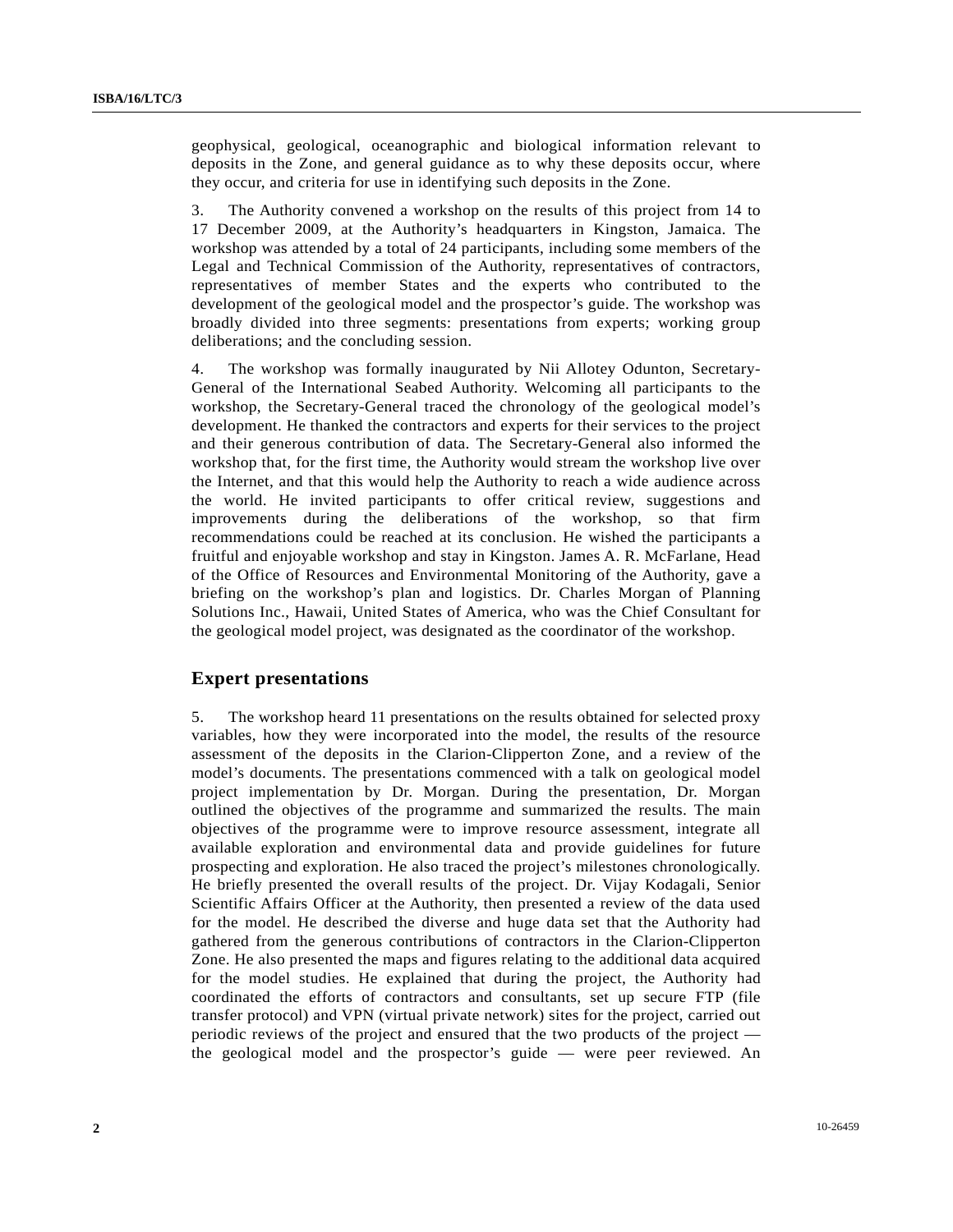geophysical, geological, oceanographic and biological information relevant to deposits in the Zone, and general guidance as to why these deposits occur, where they occur, and criteria for use in identifying such deposits in the Zone.

3. The Authority convened a workshop on the results of this project from 14 to 17 December 2009, at the Authority's headquarters in Kingston, Jamaica. The workshop was attended by a total of 24 participants, including some members of the Legal and Technical Commission of the Authority, representatives of contractors, representatives of member States and the experts who contributed to the development of the geological model and the prospector's guide. The workshop was broadly divided into three segments: presentations from experts; working group deliberations; and the concluding session.

4. The workshop was formally inaugurated by Nii Allotey Odunton, Secretary-General of the International Seabed Authority. Welcoming all participants to the workshop, the Secretary-General traced the chronology of the geological model's development. He thanked the contractors and experts for their services to the project and their generous contribution of data. The Secretary-General also informed the workshop that, for the first time, the Authority would stream the workshop live over the Internet, and that this would help the Authority to reach a wide audience across the world. He invited participants to offer critical review, suggestions and improvements during the deliberations of the workshop, so that firm recommendations could be reached at its conclusion. He wished the participants a fruitful and enjoyable workshop and stay in Kingston. James A. R. McFarlane, Head of the Office of Resources and Environmental Monitoring of the Authority, gave a briefing on the workshop's plan and logistics. Dr. Charles Morgan of Planning Solutions Inc., Hawaii, United States of America, who was the Chief Consultant for the geological model project, was designated as the coordinator of the workshop.

## Expert presentations

5. The workshop heard 11 presentations on the results obtained for selected proxy variables, how they were incorporated into the model, the results of the resource assessment of the deposits in the Clarion-Clipperton Zone, and a review of the model's documents. The presentations commenced with a talk on geological model project implementation by Dr. Morgan. During the presentation, Dr. Morgan outlined the objectives of the programme and summarized the results. The main objectives of the programme were to improve resource assessment, integrate all available exploration and environmental data and provide guidelines for future prospecting and exploration. He also traced the project's milestones chronologically. He briefly presented the overall results of the project. Dr. Vijay Kodagali, Senior Scientific Affairs Officer at the Authority, then presented a review of the data used for the model. He described the diverse and huge data set that the Authority had gathered from the generous contributions of contractors in the Clarion-Clipperton Zone. He also presented the maps and figures relating to the additional data acquired for the model studies. He explained that during the project, the Authority had coordinated the efforts of contractors and consultants, set up secure FTP (file transfer protocol) and VPN (virtual private network) sites for the project, carried out periodic reviews of the project and ensured that the two products of the project — the geological model and the prospector's guide — were peer reviewed. An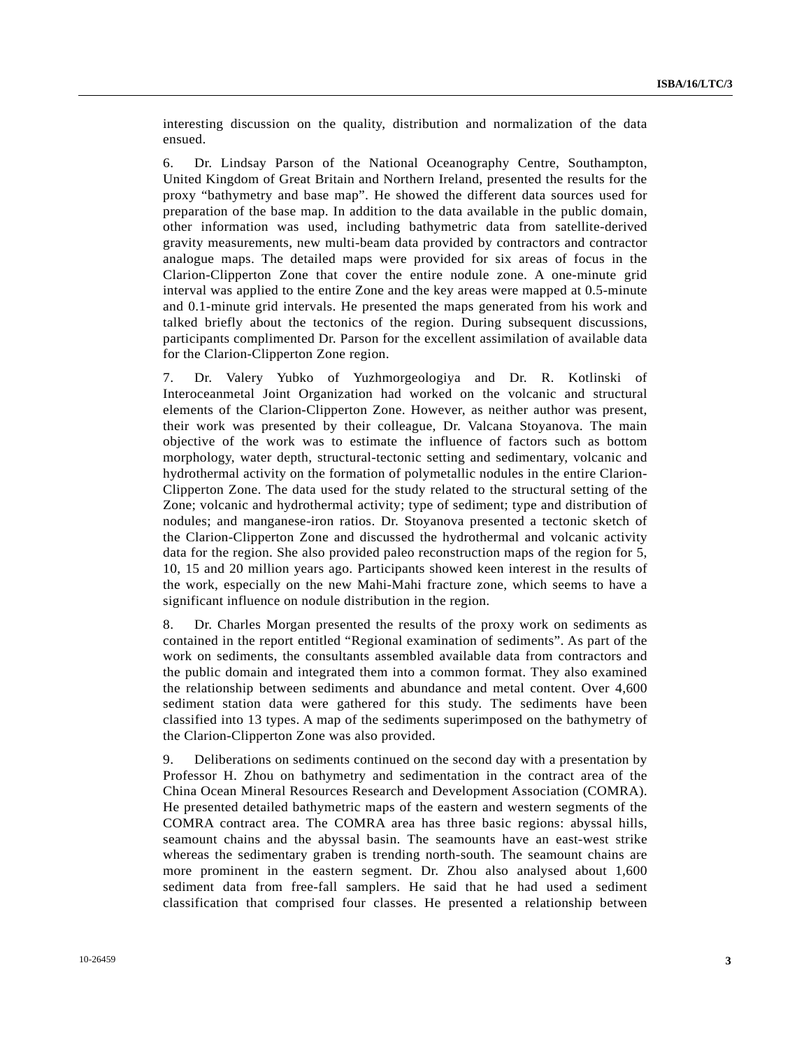interesting discussion on the quality, distribution and normalization of the data ensued.

6. Dr. Lindsay Parson of the National Oceanography Centre, Southampton, United Kingdom of Great Britain and Northern Ireland, presented the results for the proxy "bathymetry and base map". He showed the different data sources used for preparation of the base map. In addition to the data available in the public domain, other information was used, including bathymetric data from satellite-derived gravity measurements, new multi-beam data provided by contractors and contractor analogue maps. The detailed maps were provided for six areas of focus in the Clarion-Clipperton Zone that cover the entire nodule zone. A one-minute grid interval was applied to the entire Zone and the key areas were mapped at 0.5-minute and 0.1-minute grid intervals. He presented the maps generated from his work and talked briefly about the tectonics of the region. During subsequent discussions, participants complimented Dr. Parson for the excellent assimilation of available data for the Clarion-Clipperton Zone region.

7. Dr. Valery Yubko of Yuzhmorgeologiya and Dr. R. Kotlinski of Interoceanmetal Joint Organization had worked on the volcanic and structural elements of the Clarion-Clipperton Zone. However, as neither author was present, their work was presented by their colleague, Dr. Valcana Stoyanova. The main objective of the work was to estimate the influence of factors such as bottom morphology, water depth, structural-tectonic setting and sedimentary, volcanic and hydrothermal activity on the formation of polymetallic nodules in the entire Clarion-Clipperton Zone. The data used for the study related to the structural setting of the Zone; volcanic and hydrothermal activity; type of sediment; type and distribution of nodules; and manganese-iron ratios. Dr. Stoyanova presented a tectonic sketch of the Clarion-Clipperton Zone and discussed the hydrothermal and volcanic activity data for the region. She also provided paleo reconstruction maps of the region for 5, 10, 15 and 20 million years ago. Participants showed keen interest in the results of the work, especially on the new Mahi-Mahi fracture zone, which seems to have a significant influence on nodule distribution in the region.

8. Dr. Charles Morgan presented the results of the proxy work on sediments as contained in the report entitled "Regional examination of sediments". As part of the work on sediments, the consultants assembled available data from contractors and the public domain and integrated them into a common format. They also examined the relationship between sediments and abundance and metal content. Over 4,600 sediment station data were gathered for this study. The sediments have been classified into 13 types. A map of the sediments superimposed on the bathymetry of the Clarion-Clipperton Zone was also provided.

9. Deliberations on sediments continued on the second day with a presentation by Professor H. Zhou on bathymetry and sedimentation in the contract area of the China Ocean Mineral Resources Research and Development Association (COMRA). He presented detailed bathymetric maps of the eastern and western segments of the COMRA contract area. The COMRA area has three basic regions: abyssal hills, seamount chains and the abyssal basin. The seamounts have an east-west strike whereas the sedimentary graben is trending north-south. The seamount chains are more prominent in the eastern segment. Dr. Zhou also analysed about 1,600 sediment data from free-fall samplers. He said that he had used a sediment classification that comprised four classes. He presented a relationship between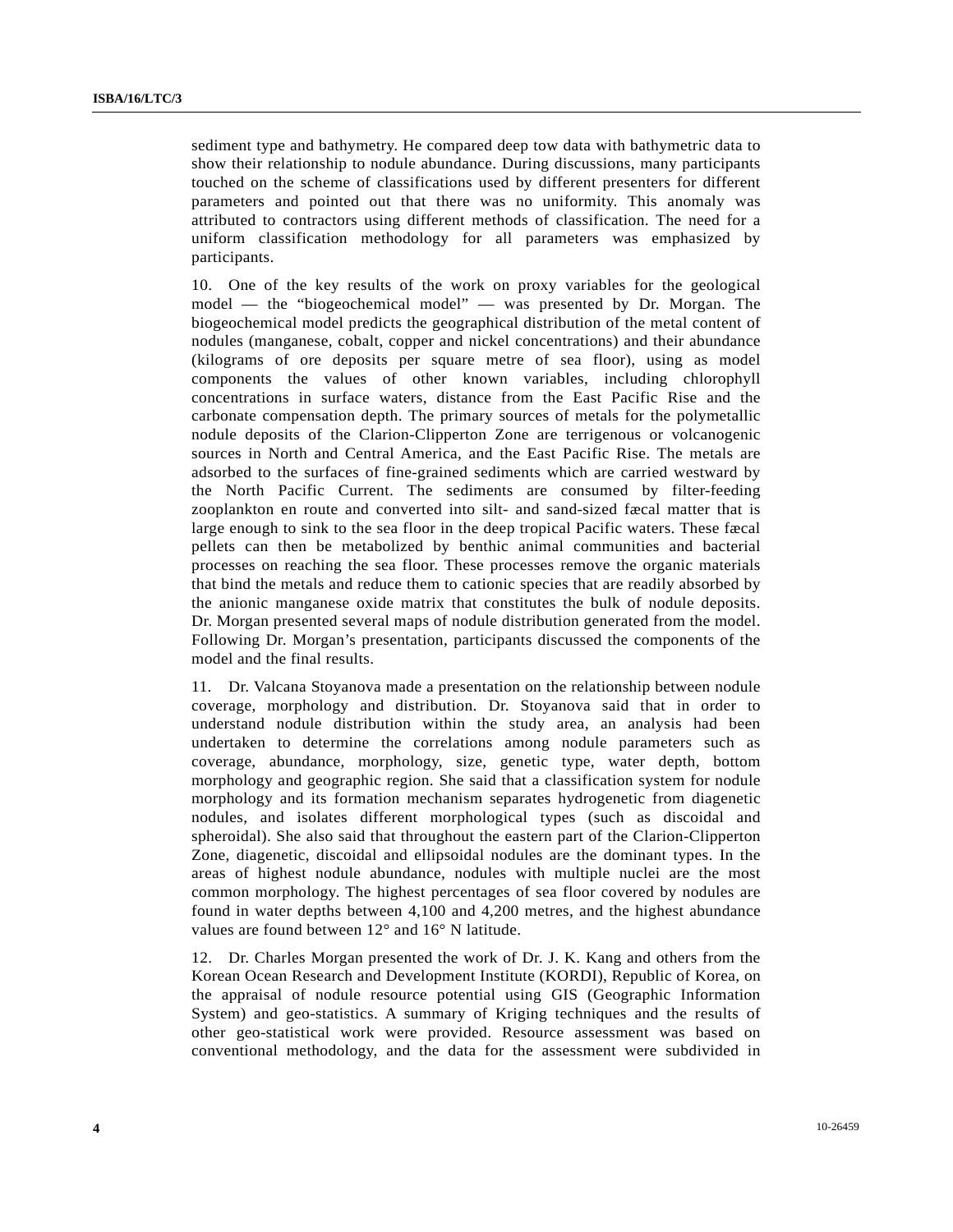sediment type and bathymetry. He compared deep tow data with bathymetric data to show their relationship to nodule abundance. During discussions, many participants touched on the scheme of classifications used by different presenters for different parameters and pointed out that there was no uniformity. This anomaly was attributed to contractors using different methods of classification. The need for a uniform classification methodology for all parameters was emphasized by participants.

10. One of the key results of the work on proxy variables for the geological model — the "biogeochemical model" — was presented by Dr. Morgan. The biogeochemical model predicts the geographical distribution of the metal content of nodules (manganese, cobalt, copper and nickel concentrations) and their abundance (kilograms of ore deposits per square metre of sea floor), using as model components the values of other known variables, including chlorophyll concentrations in surface waters, distance from the East Pacific Rise and the carbonate compensation depth. The primary sources of metals for the polymetallic nodule deposits of the Clarion-Clipperton Zone are terrigenous or volcanogenic sources in North and Central America, and the East Pacific Rise. The metals are adsorbed to the surfaces of fine-grained sediments which are carried westward by the North Pacific Current. The sediments are consumed by filter-feeding zooplankton en route and converted into silt- and sand-sized fæcal matter that is large enough to sink to the sea floor in the deep tropical Pacific waters. These fæcal pellets can then be metabolized by benthic animal communities and bacterial processes on reaching the sea floor. These processes remove the organic materials that bind the metals and reduce them to cationic species that are readily absorbed by the anionic manganese oxide matrix that constitutes the bulk of nodule deposits. Dr. Morgan presented several maps of nodule distribution generated from the model. Following Dr. Morgan's presentation, participants discussed the components of the model and the final results.

11. Dr. Valcana Stoyanova made a presentation on the relationship between nodule coverage, morphology and distribution. Dr. Stoyanova said that in order to understand nodule distribution within the study area, an analysis had been undertaken to determine the correlations among nodule parameters such as coverage, abundance, morphology, size, genetic type, water depth, bottom morphology and geographic region. She said that a classification system for nodule morphology and its formation mechanism separates hydrogenetic from diagenetic nodules, and isolates different morphological types (such as discoidal and spheroidal). She also said that throughout the eastern part of the Clarion-Clipperton Zone, diagenetic, discoidal and ellipsoidal nodules are the dominant types. In the areas of highest nodule abundance, nodules with multiple nuclei are the most common morphology. The highest percentages of sea floor covered by nodules are found in water depths between 4,100 and 4,200 metres, and the highest abundance values are found between 12° and 16° N latitude.

12. Dr. Charles Morgan presented the work of Dr. J. K. Kang and others from the Korean Ocean Research and Development Institute (KORDI), Republic of Korea, on the appraisal of nodule resource potential using GIS (Geographic Information System) and geo-statistics. A summary of Kriging techniques and the results of other geo-statistical work were provided. Resource assessment was based on conventional methodology, and the data for the assessment were subdivided in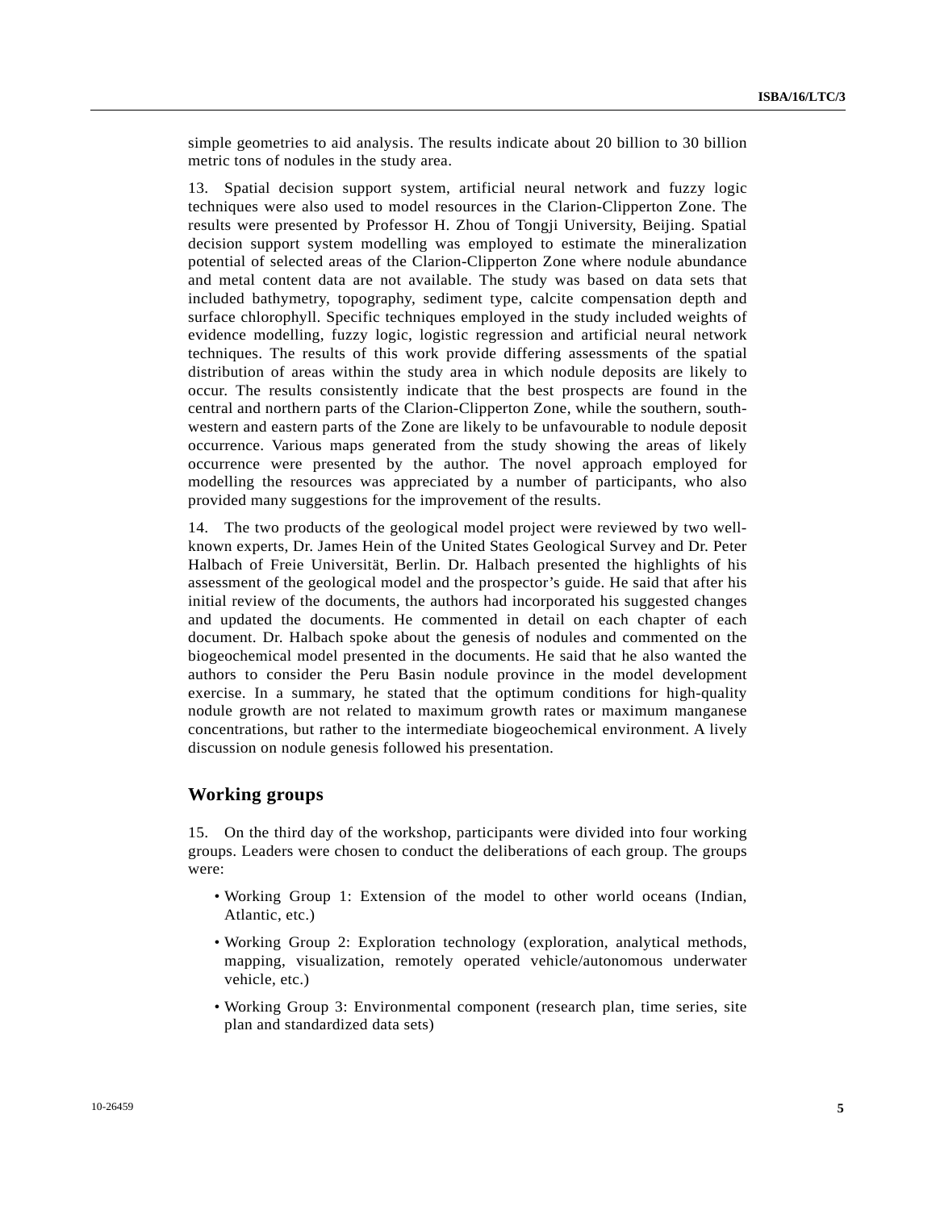simple geometries to aid analysis. The results indicate about 20 billion to 30 billion metric tons of nodules in the study area.

13. Spatial decision support system, artificial neural network and fuzzy logic techniques were also used to model resources in the Clarion-Clipperton Zone. The results were presented by Professor H. Zhou of Tongji University, Beijing. Spatial decision support system modelling was employed to estimate the mineralization potential of selected areas of the Clarion-Clipperton Zone where nodule abundance and metal content data are not available. The study was based on data sets that included bathymetry, topography, sediment type, calcite compensation depth and surface chlorophyll. Specific techniques employed in the study included weights of evidence modelling, fuzzy logic, logistic regression and artificial neural network techniques. The results of this work provide differing assessments of the spatial distribution of areas within the study area in which nodule deposits are likely to occur. The results consistently indicate that the best prospects are found in the central and northern parts of the Clarion-Clipperton Zone, while the southern, south-western and eastern parts of the Zone are likely to be unfavourable to nodule deposit occurrence. Various maps generated from the study showing the areas of likely occurrence were presented by the author. The novel approach employed for modelling the resources was appreciated by a number of participants, who also provided many suggestions for the improvement of the results.

14. The two products of the geological model project were reviewed by two well-known experts, Dr. James Hein of the United States Geological Survey and Dr. Peter Halbach of Freie Universität, Berlin. Dr. Halbach presented the highlights of his assessment of the geological model and the prospector's guide. He said that after his initial review of the documents, the authors had incorporated his suggested changes and updated the documents. He commented in detail on each chapter of each document. Dr. Halbach spoke about the genesis of nodules and commented on the biogeochemical model presented in the documents. He said that he also wanted the authors to consider the Peru Basin nodule province in the model development exercise. In a summary, he stated that the optimum conditions for high-quality nodule growth are not related to maximum growth rates or maximum manganese concentrations, but rather to the intermediate biogeochemical environment. A lively discussion on nodule genesis followed his presentation.

## Working groups

15. On the third day of the workshop, participants were divided into four working groups. Leaders were chosen to conduct the deliberations of each group. The groups were:

- Working Group 1: Extension of the model to other world oceans (Indian, Atlantic, etc.)
- Working Group 2: Exploration technology (exploration, analytical methods, mapping, visualization, remotely operated vehicle/autonomous underwater vehicle, etc.)
- Working Group 3: Environmental component (research plan, time series, site plan and standardized data sets)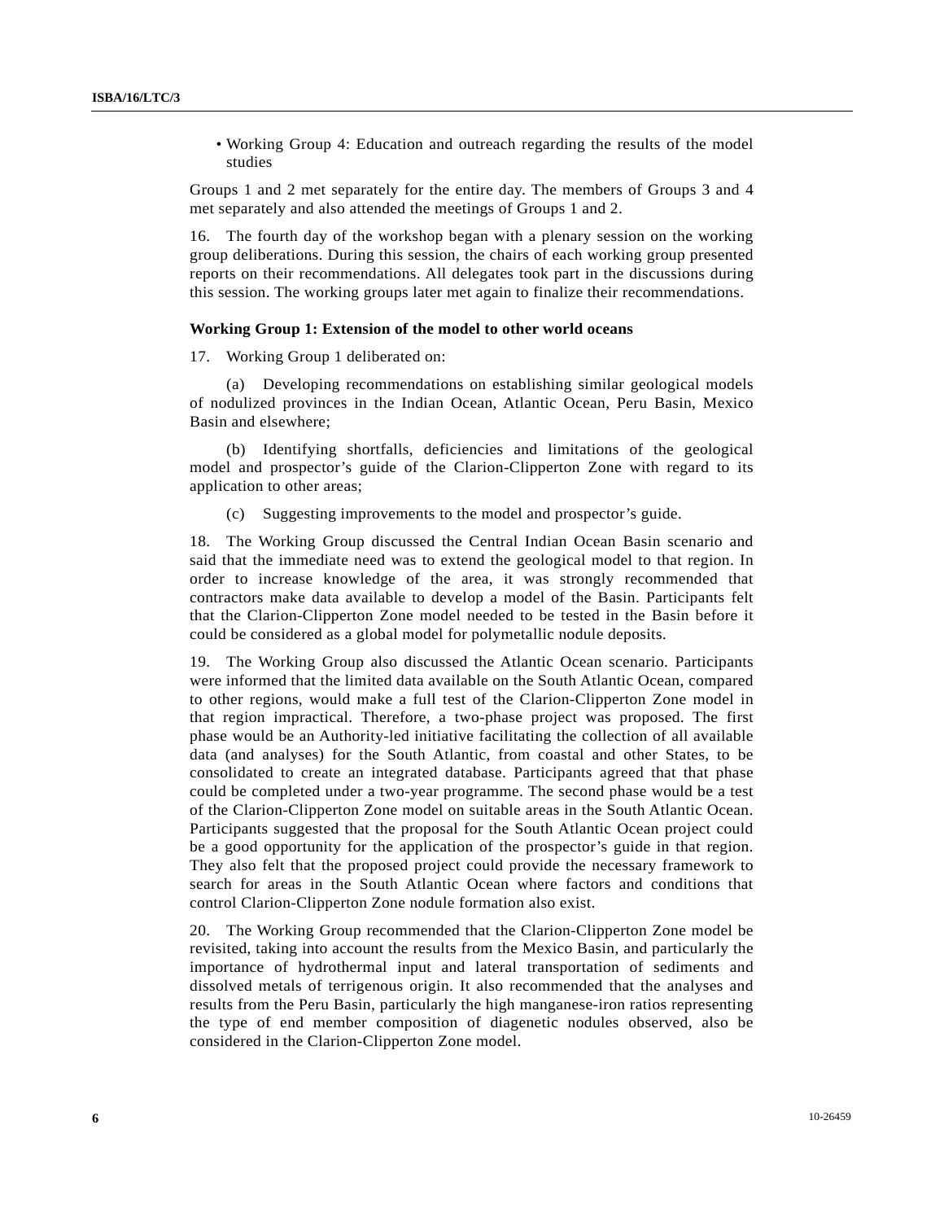- Working Group 4: Education and outreach regarding the results of the model studies

Groups 1 and 2 met separately for the entire day. The members of Groups 3 and 4 met separately and also attended the meetings of Groups 1 and 2.

16. The fourth day of the workshop began with a plenary session on the working group deliberations. During this session, the chairs of each working group presented reports on their recommendations. All delegates took part in the discussions during this session. The working groups later met again to finalize their recommendations.

**Working Group 1: Extension of the model to other world oceans**

17. Working Group 1 deliberated on:

(a) Developing recommendations on establishing similar geological models of nodulized provinces in the Indian Ocean, Atlantic Ocean, Peru Basin, Mexico Basin and elsewhere;

(b) Identifying shortfalls, deficiencies and limitations of the geological model and prospector's guide of the Clarion-Clipperton Zone with regard to its application to other areas;

(c) Suggesting improvements to the model and prospector's guide.

18. The Working Group discussed the Central Indian Ocean Basin scenario and said that the immediate need was to extend the geological model to that region. In order to increase knowledge of the area, it was strongly recommended that contractors make data available to develop a model of the Basin. Participants felt that the Clarion-Clipperton Zone model needed to be tested in the Basin before it could be considered as a global model for polymetallic nodule deposits.

19. The Working Group also discussed the Atlantic Ocean scenario. Participants were informed that the limited data available on the South Atlantic Ocean, compared to other regions, would make a full test of the Clarion-Clipperton Zone model in that region impractical. Therefore, a two-phase project was proposed. The first phase would be an Authority-led initiative facilitating the collection of all available data (and analyses) for the South Atlantic, from coastal and other States, to be consolidated to create an integrated database. Participants agreed that that phase could be completed under a two-year programme. The second phase would be a test of the Clarion-Clipperton Zone model on suitable areas in the South Atlantic Ocean. Participants suggested that the proposal for the South Atlantic Ocean project could be a good opportunity for the application of the prospector's guide in that region. They also felt that the proposed project could provide the necessary framework to search for areas in the South Atlantic Ocean where factors and conditions that control Clarion-Clipperton Zone nodule formation also exist.

20. The Working Group recommended that the Clarion-Clipperton Zone model be revisited, taking into account the results from the Mexico Basin, and particularly the importance of hydrothermal input and lateral transportation of sediments and dissolved metals of terrigenous origin. It also recommended that the analyses and results from the Peru Basin, particularly the high manganese-iron ratios representing the type of end member composition of diagenetic nodules observed, also be considered in the Clarion-Clipperton Zone model.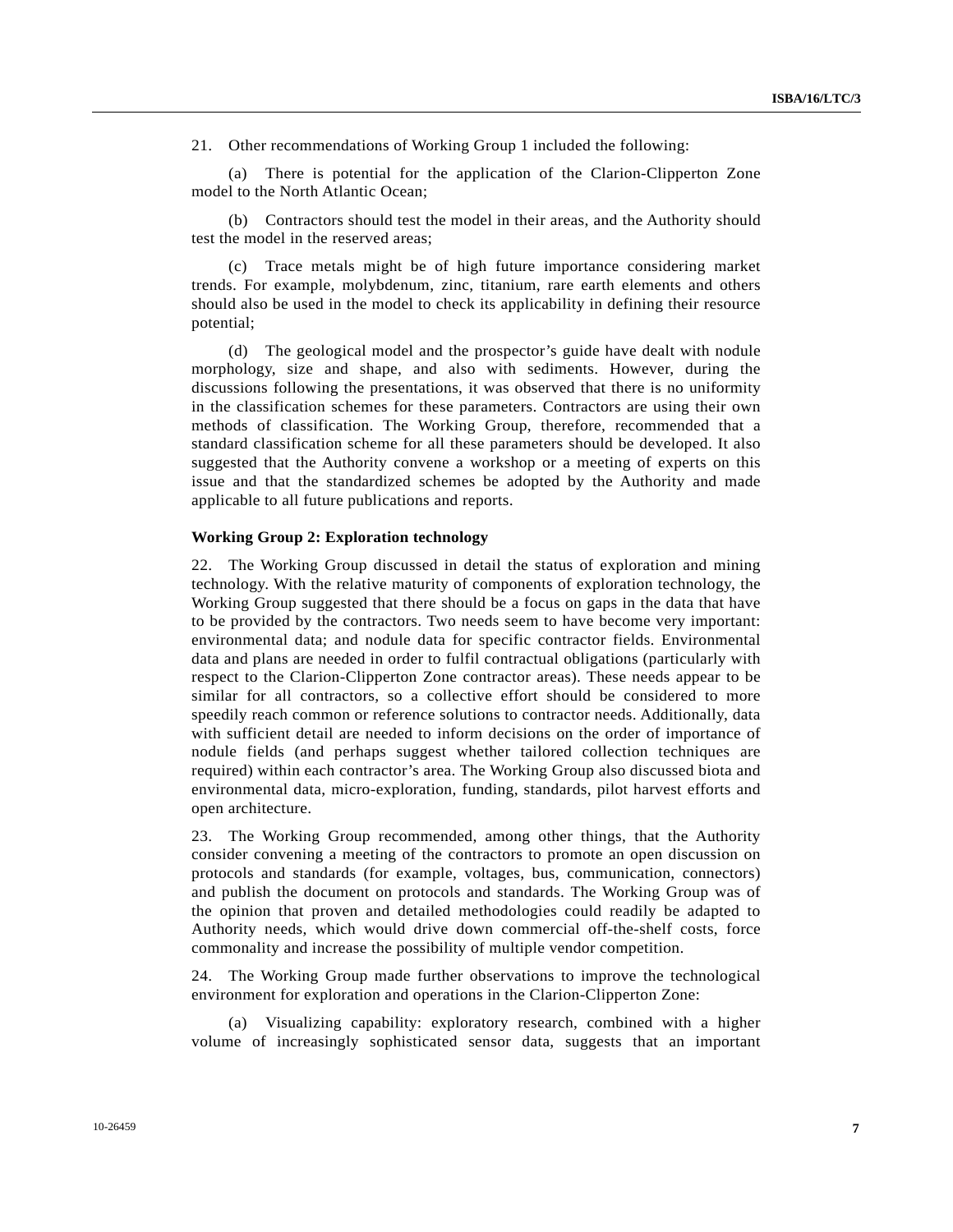21. Other recommendations of Working Group 1 included the following:

(a) There is potential for the application of the Clarion-Clipperton Zone model to the North Atlantic Ocean;

(b) Contractors should test the model in their areas, and the Authority should test the model in the reserved areas;

(c) Trace metals might be of high future importance considering market trends. For example, molybdenum, zinc, titanium, rare earth elements and others should also be used in the model to check its applicability in defining their resource potential;

(d) The geological model and the prospector's guide have dealt with nodule morphology, size and shape, and also with sediments. However, during the discussions following the presentations, it was observed that there is no uniformity in the classification schemes for these parameters. Contractors are using their own methods of classification. The Working Group, therefore, recommended that a standard classification scheme for all these parameters should be developed. It also suggested that the Authority convene a workshop or a meeting of experts on this issue and that the standardized schemes be adopted by the Authority and made applicable to all future publications and reports.

**Working Group 2: Exploration technology**

22. The Working Group discussed in detail the status of exploration and mining technology. With the relative maturity of components of exploration technology, the Working Group suggested that there should be a focus on gaps in the data that have to be provided by the contractors. Two needs seem to have become very important: environmental data; and nodule data for specific contractor fields. Environmental data and plans are needed in order to fulfil contractual obligations (particularly with respect to the Clarion-Clipperton Zone contractor areas). These needs appear to be similar for all contractors, so a collective effort should be considered to more speedily reach common or reference solutions to contractor needs. Additionally, data with sufficient detail are needed to inform decisions on the order of importance of nodule fields (and perhaps suggest whether tailored collection techniques are required) within each contractor's area. The Working Group also discussed biota and environmental data, micro-exploration, funding, standards, pilot harvest efforts and open architecture.

23. The Working Group recommended, among other things, that the Authority consider convening a meeting of the contractors to promote an open discussion on protocols and standards (for example, voltages, bus, communication, connectors) and publish the document on protocols and standards. The Working Group was of the opinion that proven and detailed methodologies could readily be adapted to Authority needs, which would drive down commercial off-the-shelf costs, force commonality and increase the possibility of multiple vendor competition.

24. The Working Group made further observations to improve the technological environment for exploration and operations in the Clarion-Clipperton Zone:

(a) Visualizing capability: exploratory research, combined with a higher volume of increasingly sophisticated sensor data, suggests that an important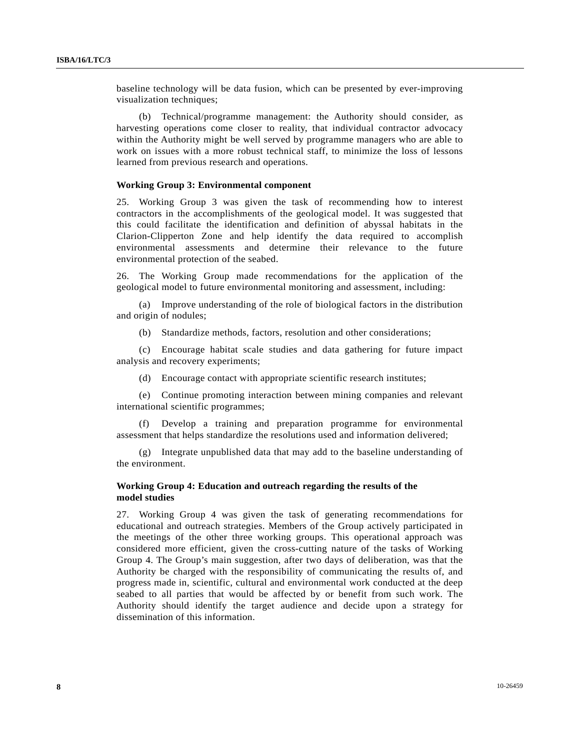baseline technology will be data fusion, which can be presented by ever-improving visualization techniques;

(b) Technical/programme management: the Authority should consider, as harvesting operations come closer to reality, that individual contractor advocacy within the Authority might be well served by programme managers who are able to work on issues with a more robust technical staff, to minimize the loss of lessons learned from previous research and operations.

**Working Group 3: Environmental component**

25. Working Group 3 was given the task of recommending how to interest contractors in the accomplishments of the geological model. It was suggested that this could facilitate the identification and definition of abyssal habitats in the Clarion-Clipperton Zone and help identify the data required to accomplish environmental assessments and determine their relevance to the future environmental protection of the seabed.

26. The Working Group made recommendations for the application of the geological model to future environmental monitoring and assessment, including:

(a) Improve understanding of the role of biological factors in the distribution and origin of nodules;

(b) Standardize methods, factors, resolution and other considerations;

(c) Encourage habitat scale studies and data gathering for future impact analysis and recovery experiments;

(d) Encourage contact with appropriate scientific research institutes;

(e) Continue promoting interaction between mining companies and relevant international scientific programmes;

(f) Develop a training and preparation programme for environmental assessment that helps standardize the resolutions used and information delivered;

(g) Integrate unpublished data that may add to the baseline understanding of the environment.

**Working Group 4: Education and outreach regarding the results of the model studies**

27. Working Group 4 was given the task of generating recommendations for educational and outreach strategies. Members of the Group actively participated in the meetings of the other three working groups. This operational approach was considered more efficient, given the cross-cutting nature of the tasks of Working Group 4. The Group's main suggestion, after two days of deliberation, was that the Authority be charged with the responsibility of communicating the results of, and progress made in, scientific, cultural and environmental work conducted at the deep seabed to all parties that would be affected by or benefit from such work. The Authority should identify the target audience and decide upon a strategy for dissemination of this information.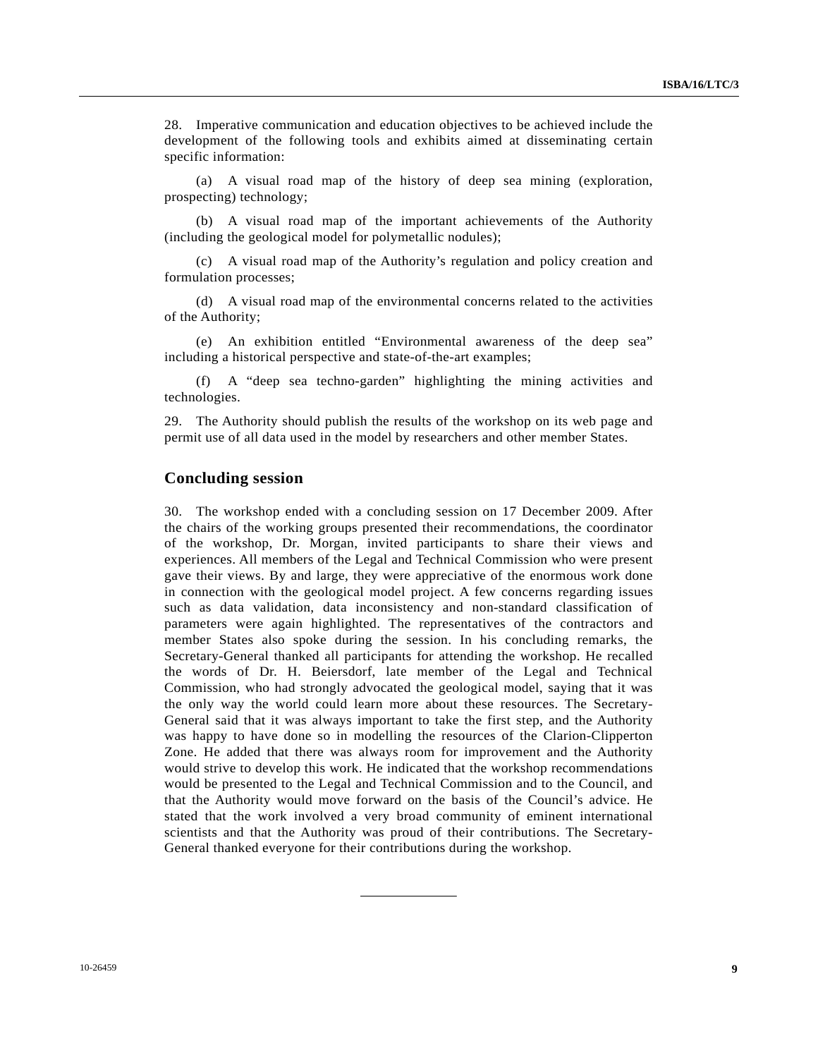28. Imperative communication and education objectives to be achieved include the development of the following tools and exhibits aimed at disseminating certain specific information:

(a) A visual road map of the history of deep sea mining (exploration, prospecting) technology;

(b) A visual road map of the important achievements of the Authority (including the geological model for polymetallic nodules);

(c) A visual road map of the Authority's regulation and policy creation and formulation processes;

(d) A visual road map of the environmental concerns related to the activities of the Authority;

(e) An exhibition entitled "Environmental awareness of the deep sea" including a historical perspective and state-of-the-art examples;

(f) A "deep sea techno-garden" highlighting the mining activities and technologies.

29. The Authority should publish the results of the workshop on its web page and permit use of all data used in the model by researchers and other member States.

## Concluding session

30. The workshop ended with a concluding session on 17 December 2009. After the chairs of the working groups presented their recommendations, the coordinator of the workshop, Dr. Morgan, invited participants to share their views and experiences. All members of the Legal and Technical Commission who were present gave their views. By and large, they were appreciative of the enormous work done in connection with the geological model project. A few concerns regarding issues such as data validation, data inconsistency and non-standard classification of parameters were again highlighted. The representatives of the contractors and member States also spoke during the session. In his concluding remarks, the Secretary-General thanked all participants for attending the workshop. He recalled the words of Dr. H. Beiersdorf, late member of the Legal and Technical Commission, who had strongly advocated the geological model, saying that it was the only way the world could learn more about these resources. The Secretary-General said that it was always important to take the first step, and the Authority was happy to have done so in modelling the resources of the Clarion-Clipperton Zone. He added that there was always room for improvement and the Authority would strive to develop this work. He indicated that the workshop recommendations would be presented to the Legal and Technical Commission and to the Council, and that the Authority would move forward on the basis of the Council's advice. He stated that the work involved a very broad community of eminent international scientists and that the Authority was proud of their contributions. The Secretary-General thanked everyone for their contributions during the workshop.